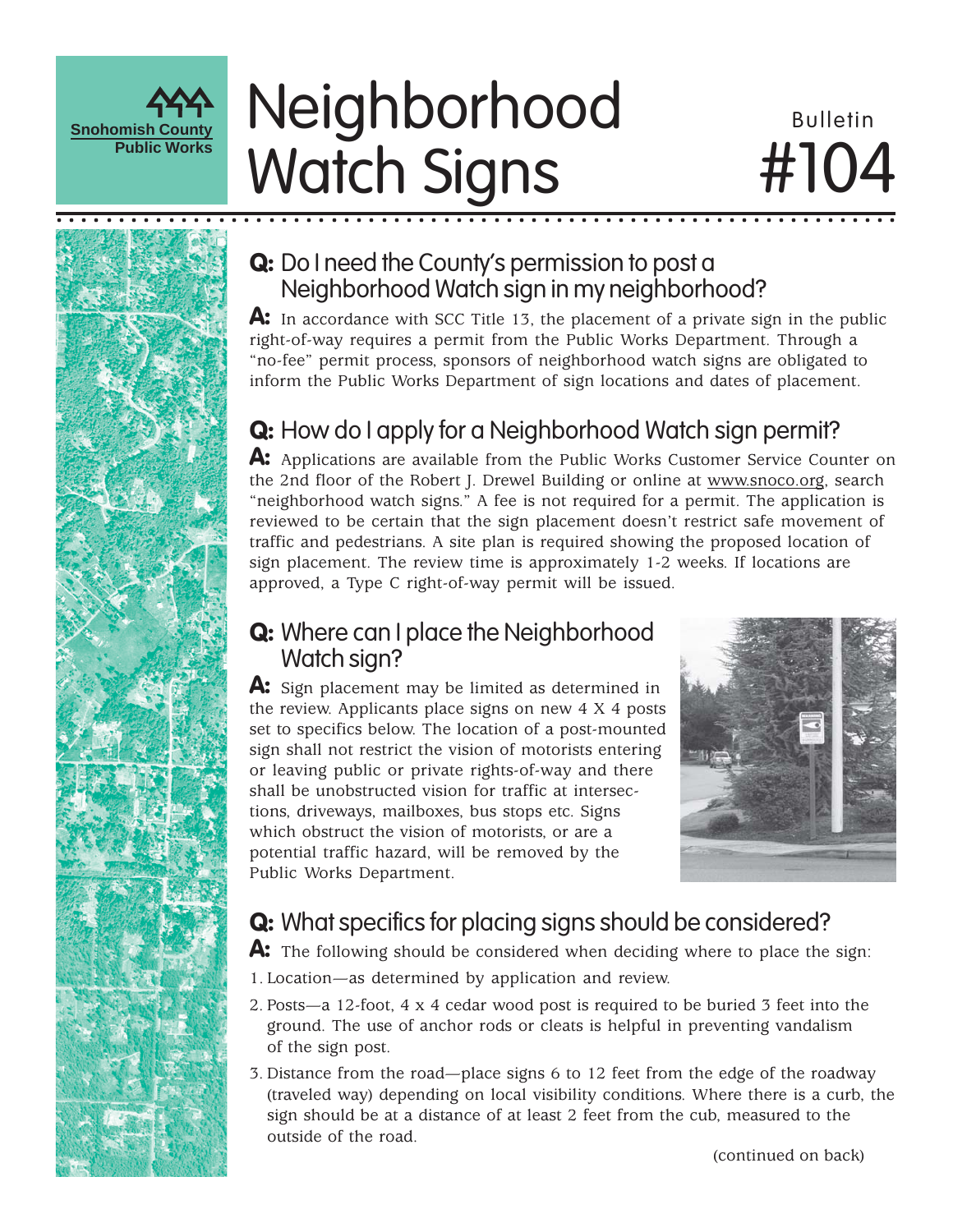Snohomish County Public Works

# Neighborhood Watch Signs

Bulletin #104

## Q: Do I need the County's permission to post a Neighborhood Watch sign in my neighborhood?

**A:** In accordance with SCC Title 13, the placement of a private sign in the public right-of-way requires a permit from the Public Works Department. Through a "no-fee" permit process, sponsors of neighborhood watch signs are obligated to inform the Public Works Department of sign locations and dates of placement.

## Q: How do I apply for a Neighborhood Watch sign permit?

**A:** Applications are available from the Public Works Customer Service Counter on the 2nd floor of the Robert J. Drewel Building or online at www.snoco.org, search "neighborhood watch signs." A fee is not required for a permit. The application is reviewed to be certain that the sign placement doesn't restrict safe movement of traffic and pedestrians. A site plan is required showing the proposed location of sign placement. The review time is approximately 1-2 weeks. If locations are approved, a Type C right-of-way permit will be issued.

## Q: Where can I place the Neighborhood Watch sign?

**A:** Sign placement may be limited as determined in the review. Applicants place signs on new 4 X 4 posts set to specifics below. The location of a post-mounted sign shall not restrict the vision of motorists entering or leaving public or private rights-of-way and there shall be unobstructed vision for traffic at intersections, driveways, mailboxes, bus stops etc. Signs which obstruct the vision of motorists, or are a potential traffic hazard, will be removed by the Public Works Department.

## Q: What specifics for placing signs should be considered?

**A:** The following should be considered when deciding where to place the sign:

1. Location—as determined by application and review.
2. Posts—a 12-foot, 4 x 4 cedar wood post is required to be buried 3 feet into the ground. The use of anchor rods or cleats is helpful in preventing vandalism of the sign post.
3. Distance from the road—place signs 6 to 12 feet from the edge of the roadway (traveled way) depending on local visibility conditions. Where there is a curb, the sign should be at a distance of at least 2 feet from the cub, measured to the outside of the road.

(continued on back)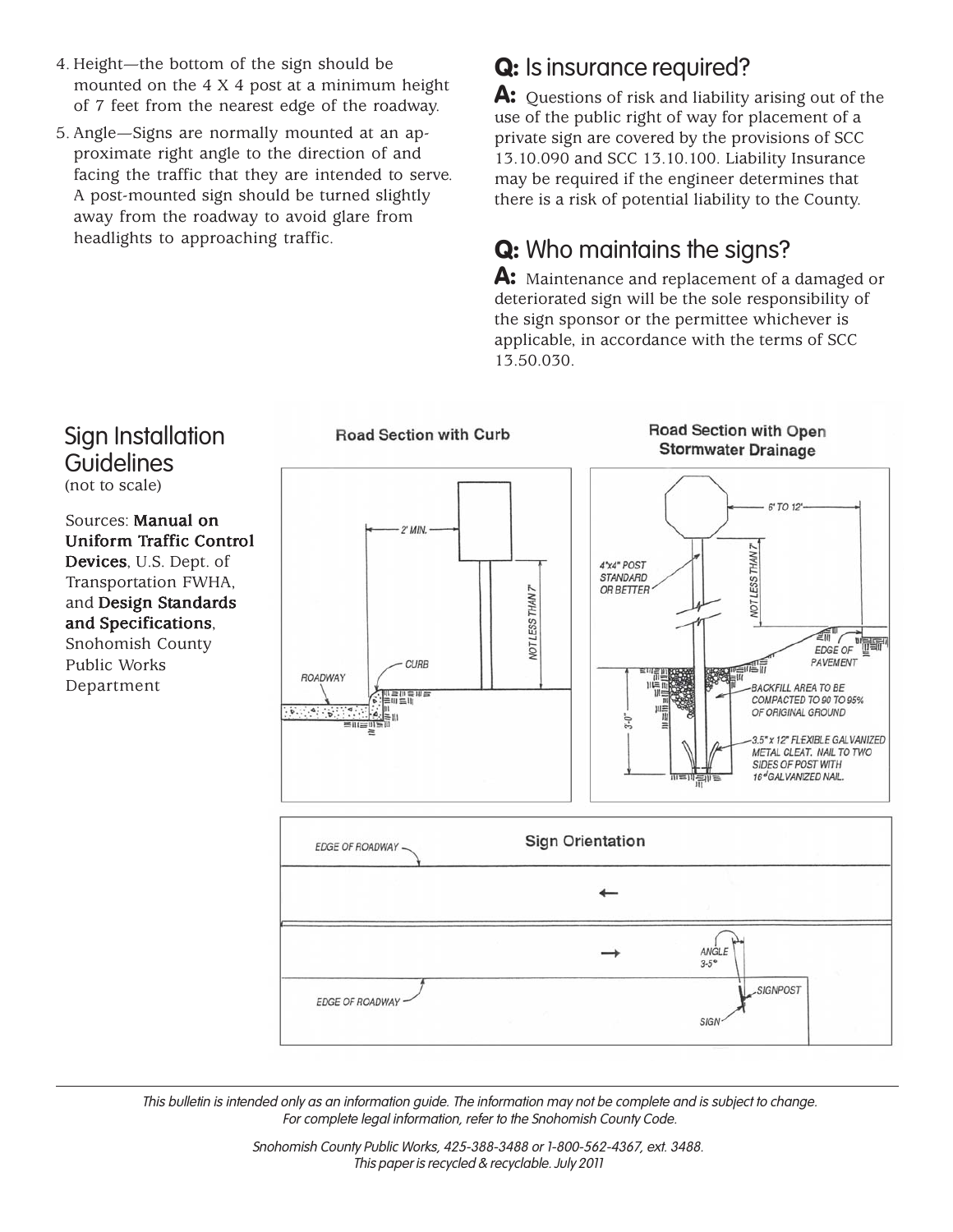4. Height—the bottom of the sign should be mounted on the 4 X 4 post at a minimum height of 7 feet from the nearest edge of the roadway.
5. Angle—Signs are normally mounted at an approximate right angle to the direction of and facing the traffic that they are intended to serve. A post-mounted sign should be turned slightly away from the roadway to avoid glare from headlights to approaching traffic.

## Q: Is insurance required?

**A:** Questions of risk and liability arising out of the use of the public right of way for placement of a private sign are covered by the provisions of SCC 13.10.090 and SCC 13.10.100. Liability Insurance may be required if the engineer determines that there is a risk of potential liability to the County.

## Q: Who maintains the signs?

**A:** Maintenance and replacement of a damaged or deteriorated sign will be the sole responsibility of the sign sponsor or the permittee whichever is applicable, in accordance with the terms of SCC 13.50.030.

## Sign Installation Guidelines

(not to scale)

Sources: **Manual on Uniform Traffic Control Devices**, U.S. Dept. of Transportation FWHA, and **Design Standards and Specifications**, Snohomish County Public Works Department

**Road Section with Curb**

2' MIN.
NOT LESS THAN 7'
CURB
ROADWAY

**Road Section with Open Stormwater Drainage**

6' TO 12'
NOT LESS THAN 7'
4"x4" POST STANDARD OR BETTER
EDGE OF PAVEMENT
BACKFILL AREA TO BE COMPACTED TO 90 TO 95% OF ORIGINAL GROUND
3'-0"
3.5" x 12" FLEXIBLE GALVANIZED METAL CLEAT. NAIL TO TWO SIDES OF POST WITH 16d GALVANIZED NAIL.

**Sign Orientation**

EDGE OF ROADWAY
ANGLE 3-5°
SIGNPOST
SIGN
EDGE OF ROADWAY

---

*This bulletin is intended only as an information guide. The information may not be complete and is subject to change. For complete legal information, refer to the Snohomish County Code.*

*Snohomish County Public Works, 425-388-3488 or 1-800-562-4367, ext. 3488. This paper is recycled & recyclable. July 2011*